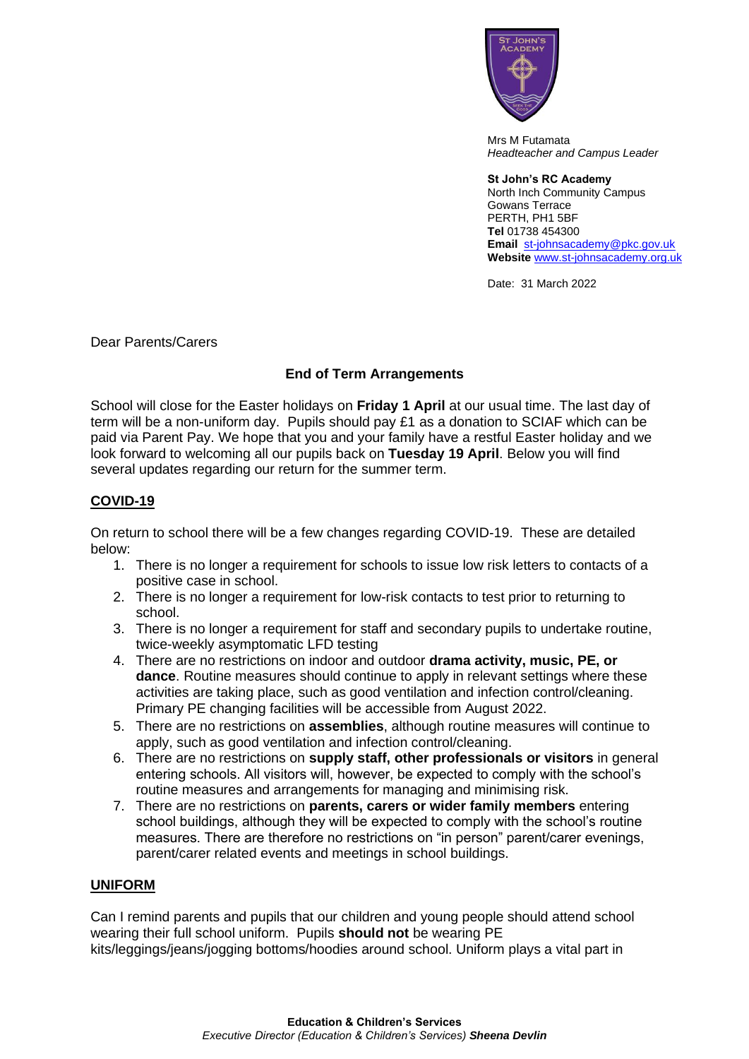Mrs M Futamata
*Headteacher and Campus Leader*

**St John's RC Academy**
North Inch Community Campus
Gowans Terrace
PERTH, PH1 5BF
**Tel** 01738 454300
**Email** st-johnsacademy@pkc.gov.uk
**Website** www.st-johnsacademy.org.uk

Date: 31 March 2022

Dear Parents/Carers

**End of Term Arrangements**

School will close for the Easter holidays on **Friday 1 April** at our usual time. The last day of term will be a non-uniform day. Pupils should pay £1 as a donation to SCIAF which can be paid via Parent Pay. We hope that you and your family have a restful Easter holiday and we look forward to welcoming all our pupils back on **Tuesday 19 April**. Below you will find several updates regarding our return for the summer term.

## COVID-19

On return to school there will be a few changes regarding COVID-19. These are detailed below:

1. There is no longer a requirement for schools to issue low risk letters to contacts of a positive case in school.
2. There is no longer a requirement for low-risk contacts to test prior to returning to school.
3. There is no longer a requirement for staff and secondary pupils to undertake routine, twice-weekly asymptomatic LFD testing
4. There are no restrictions on indoor and outdoor **drama activity, music, PE, or dance**. Routine measures should continue to apply in relevant settings where these activities are taking place, such as good ventilation and infection control/cleaning. Primary PE changing facilities will be accessible from August 2022.
5. There are no restrictions on **assemblies**, although routine measures will continue to apply, such as good ventilation and infection control/cleaning.
6. There are no restrictions on **supply staff, other professionals or visitors** in general entering schools. All visitors will, however, be expected to comply with the school's routine measures and arrangements for managing and minimising risk.
7. There are no restrictions on **parents, carers or wider family members** entering school buildings, although they will be expected to comply with the school's routine measures. There are therefore no restrictions on "in person" parent/carer evenings, parent/carer related events and meetings in school buildings.

## UNIFORM

Can I remind parents and pupils that our children and young people should attend school wearing their full school uniform. Pupils **should not** be wearing PE kits/leggings/jeans/jogging bottoms/hoodies around school. Uniform plays a vital part in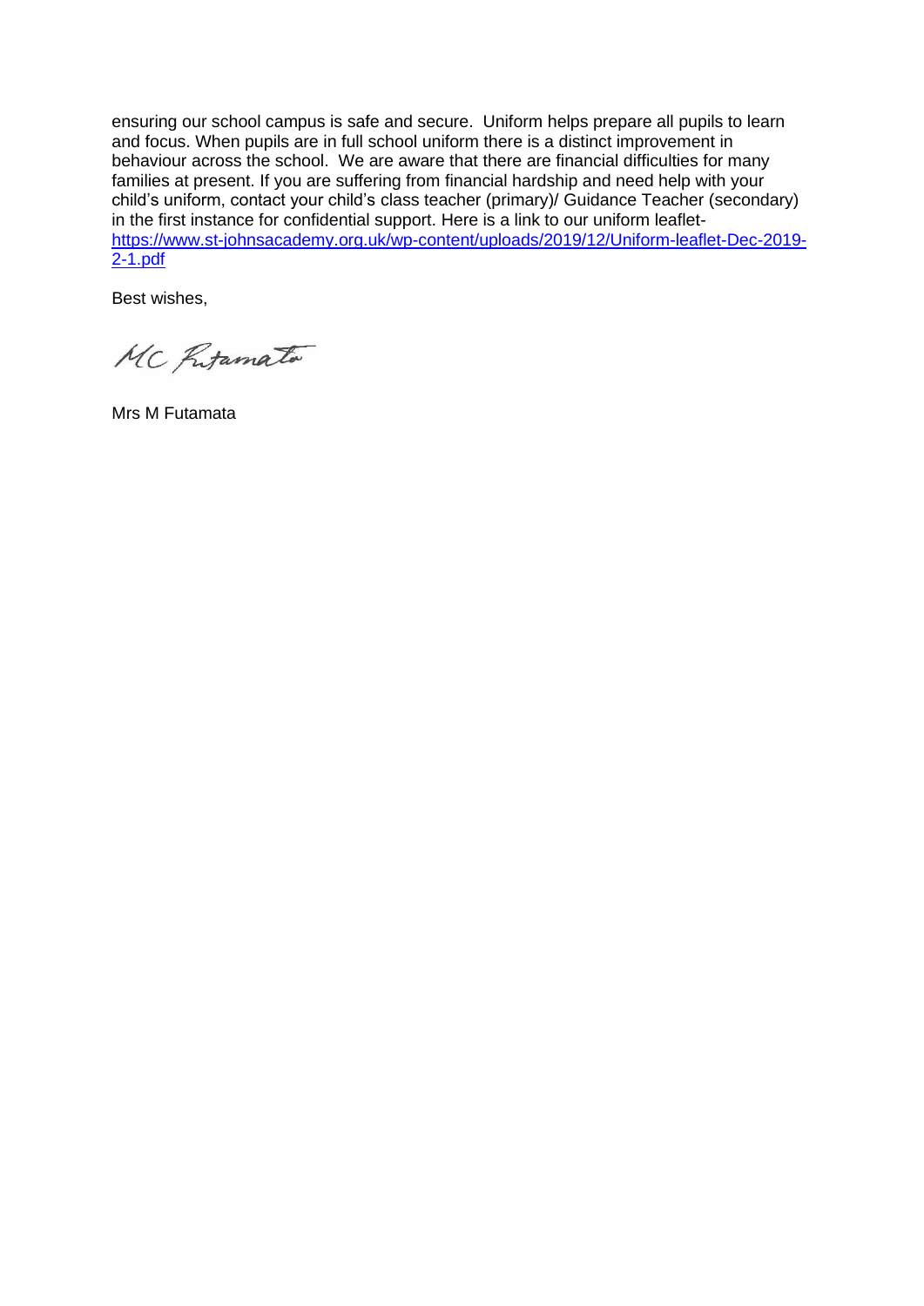ensuring our school campus is safe and secure. Uniform helps prepare all pupils to learn and focus. When pupils are in full school uniform there is a distinct improvement in behaviour across the school. We are aware that there are financial difficulties for many families at present. If you are suffering from financial hardship and need help with your child's uniform, contact your child's class teacher (primary)/ Guidance Teacher (secondary) in the first instance for confidential support. Here is a link to our uniform leaflet- https://www.st-johnsacademy.org.uk/wp-content/uploads/2019/12/Uniform-leaflet-Dec-2019-2-1.pdf

Best wishes,

MC Futamata

Mrs M Futamata